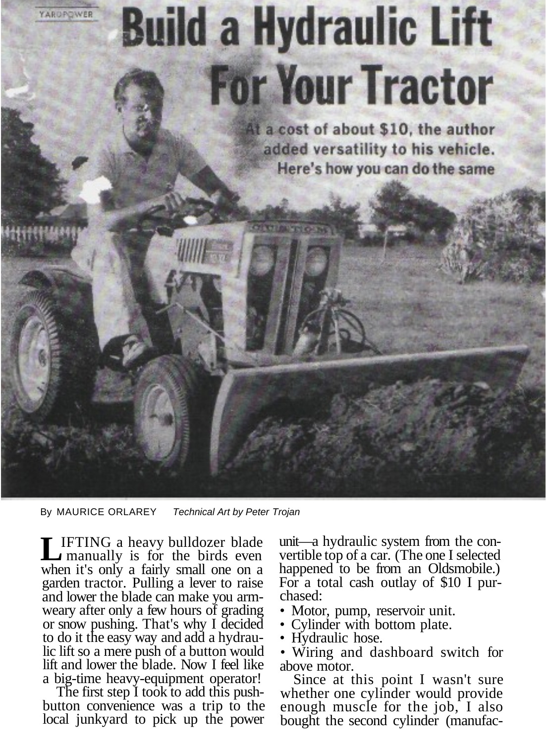YARDPOWER

# Build a Hydraulic Lift For Your Tractor

**At a cost of about $10, the author added versatility to his vehicle. Here's how you can do the same**

By MAURICE ORLAREY *Technical Art by Peter Trojan*

LIFTING a heavy bulldozer blade manually is for the birds even when it's only a fairly small one on a garden tractor. Pulling a lever to raise and lower the blade can make you arm-weary after only a few hours of grading or snow pushing. That's why I decided to do it the easy way and add a hydraulic lift so a mere push of a button would lift and lower the blade. Now I feel like a big-time heavy-equipment operator!

The first step I took to add this push-button convenience was a trip to the local junkyard to pick up the power unit—a hydraulic system from the convertible top of a car. (The one I selected happened to be from an Oldsmobile.) For a total cash outlay of $10 I purchased:

- Motor, pump, reservoir unit.
- Cylinder with bottom plate.
- Hydraulic hose.
- Wiring and dashboard switch for above motor.

Since at this point I wasn't sure whether one cylinder would provide enough muscle for the job, I also bought the second cylinder (manufac-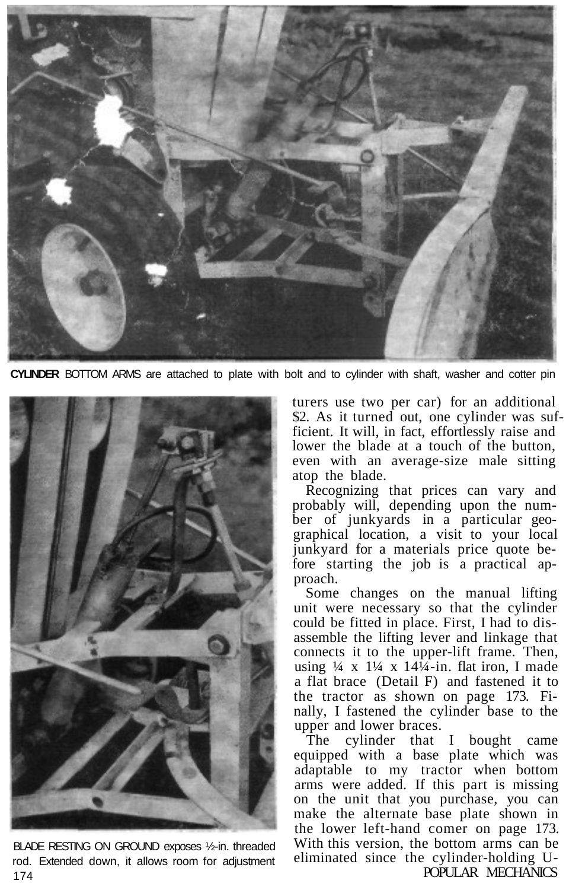CYLINDER BOTTOM ARMS are attached to plate with bolt and to cylinder with shaft, washer and cotter pin

BLADE RESTING ON GROUND exposes ½-in. threaded rod. Extended down, it allows room for adjustment

turers use two per car) for an additional $2. As it turned out, one cylinder was sufficient. It will, in fact, effortlessly raise and lower the blade at a touch of the button, even with an average-size male sitting atop the blade.

Recognizing that prices can vary and probably will, depending upon the number of junkyards in a particular geographical location, a visit to your local junkyard for a materials price quote before starting the job is a practical approach.

Some changes on the manual lifting unit were necessary so that the cylinder could be fitted in place. First, I had to disassemble the lifting lever and linkage that connects it to the upper-lift frame. Then, using ¼ x 1¼ x 14¼-in. flat iron, I made a flat brace (Detail F) and fastened it to the tractor as shown on page 173. Finally, I fastened the cylinder base to the upper and lower braces.

The cylinder that I bought came equipped with a base plate which was adaptable to my tractor when bottom arms were added. If this part is missing on the unit that you purchase, you can make the alternate base plate shown in the lower left-hand comer on page 173. With this version, the bottom arms can be eliminated since the cylinder-holding U-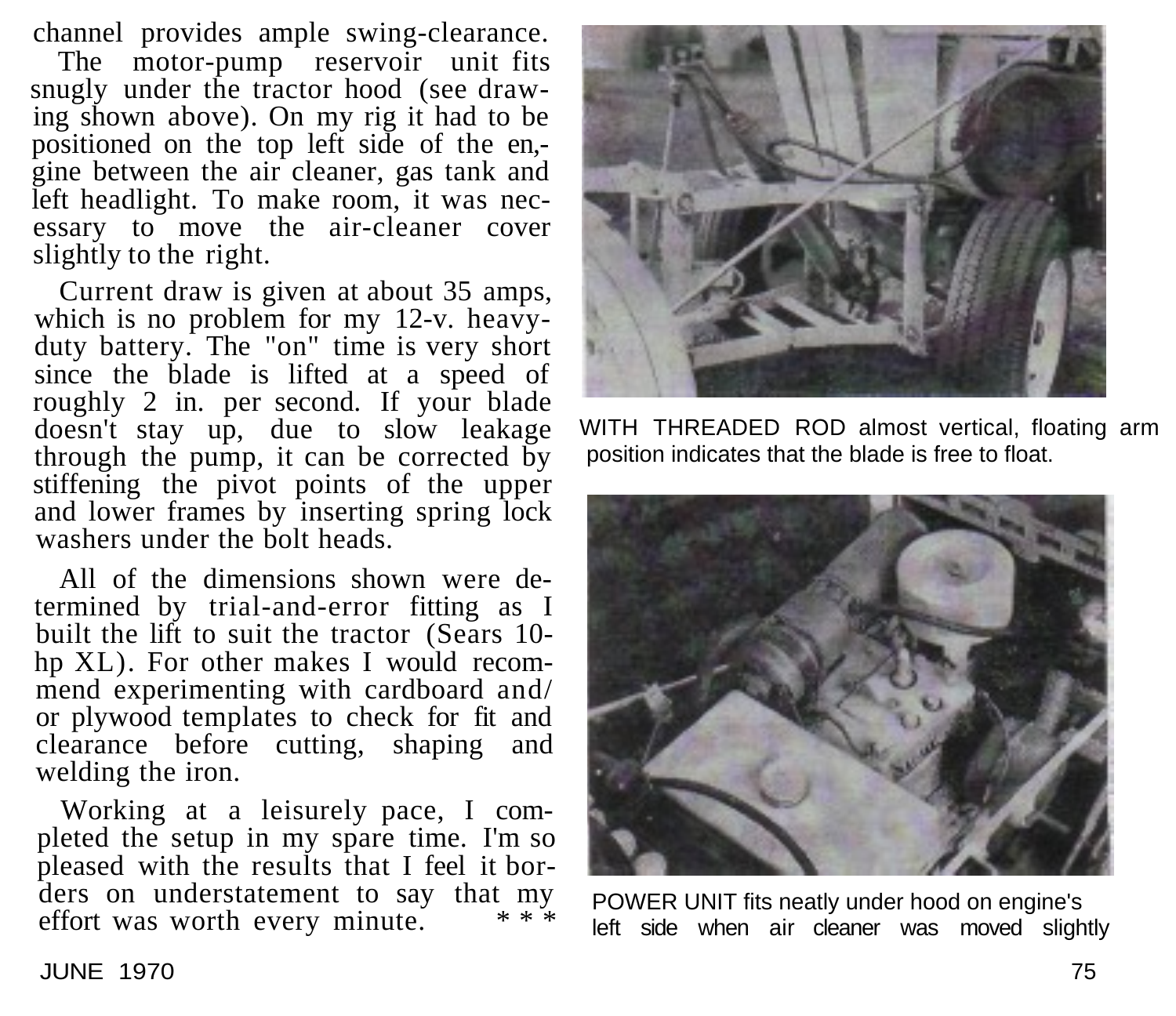channel provides ample swing-clearance.

The motor-pump reservoir unit fits snugly under the tractor hood (see drawing shown above). On my rig it had to be positioned on the top left side of the en,-gine between the air cleaner, gas tank and left headlight. To make room, it was necessary to move the air-cleaner cover slightly to the right.

Current draw is given at about 35 amps, which is no problem for my 12-v. heavy-duty battery. The "on" time is very short since the blade is lifted at a speed of roughly 2 in. per second. If your blade doesn't stay up, due to slow leakage through the pump, it can be corrected by stiffening the pivot points of the upper and lower frames by inserting spring lock washers under the bolt heads.

All of the dimensions shown were determined by trial-and-error fitting as I built the lift to suit the tractor (Sears 10-hp XL). For other makes I would recommend experimenting with cardboard and/or plywood templates to check for fit and clearance before cutting, shaping and welding the iron.

Working at a leisurely pace, I completed the setup in my spare time. I'm so pleased with the results that I feel it borders on understatement to say that my effort was worth every minute. * * *

WITH THREADED ROD almost vertical, floating arm position indicates that the blade is free to float.

POWER UNIT fits neatly under hood on engine's left side when air cleaner was moved slightly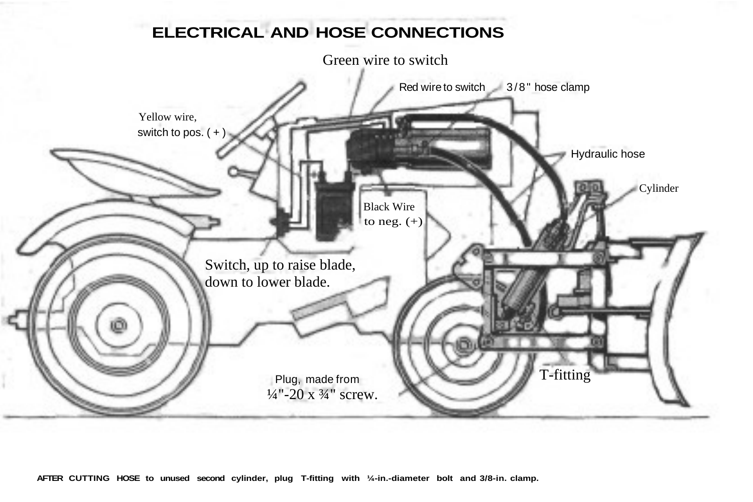## ELECTRICAL AND HOSE CONNECTIONS

Green wire to switch

Red wire to switch

3/8" hose clamp

Yellow wire, switch to pos. (+)

Hydraulic hose

Cylinder

Black Wire to neg. (+)

Switch, up to raise blade, down to lower blade.

T-fitting

Plug, made from ¼"-20 x ¾" screw.

**AFTER CUTTING HOSE to unused second cylinder, plug T-fitting with ¼-in.-diameter bolt and 3/8-in. clamp.**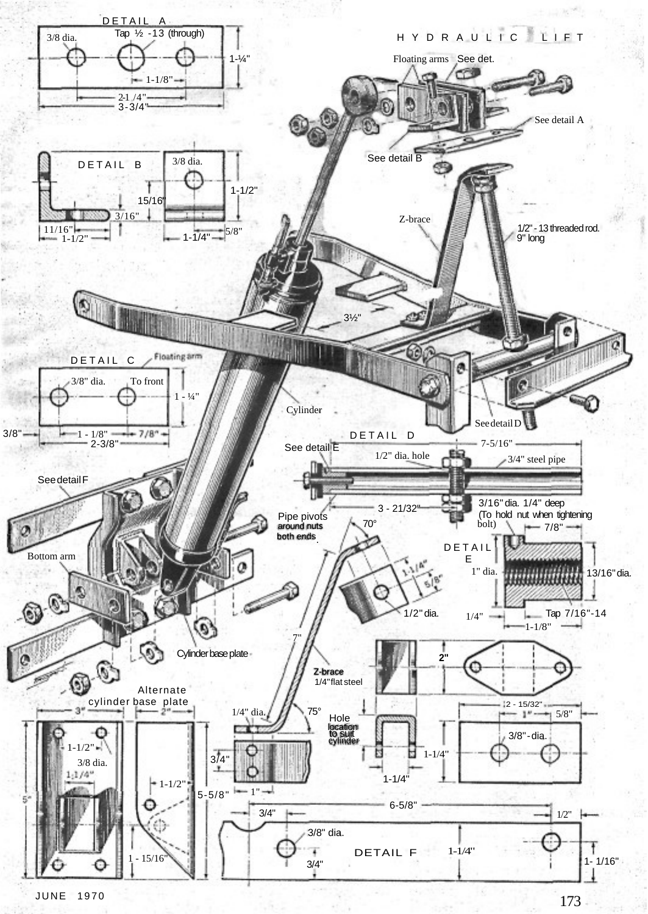HYDRAULIC LIFT

DETAIL A

Tap ½ -13 (through)

3/8 dia.

1-¼"

1-1/8"

2-1/4"

3-3/4"

Floating arms

See det.

See detail A

See detail B

DETAIL B

3/8 dia.

1-1/2"

15/16"

3/16"

11/16"

5/8"

1-1/2"

1-1/4"

Z-brace

1/2" - 13 threaded rod. 9" long

3½"

DETAIL C

Floating arm

3/8" dia.

To front

1 - ¼"

Cylinder

See detail D

3/8"

1 - 1/8"

7/8"

2-3/8"

DETAIL D

7-5/16"

See detail E

1/2" dia. hole

3/4" steel pipe

See detail F

3 - 21/32"

3/16" dia. 1/4" deep (To hold nut when tightening bolt)

Pipe pivots around nuts both ends.

70°

7/8"

DETAIL E

Bottom arm

1-1/4"

5/8"

1" dia.

13/16" dia.

1/2" dia.

1/4"

Tap 7/16"-14

1-1/8"

7"

Cylinder base plate

2"

Z-brace 1/4" flat steel

Alternate cylinder base plate

3"

2"

2 - 15/32"

1/4" dia.

75°

Hole location to suit cylinder

1"

5/8"

3/8" - dia.

1-1/2"

3/8 dia.

1-1/4"

3/4"

1-1/4"

1-1/4"

1-1/2"

5"

5-5/8"

1"

6-5/8"

3/4"

1/2"

3/8" dia.

DETAIL F

1-1/4"

1 - 15/16"

3/4"

1- 1/16"

JUNE 1970